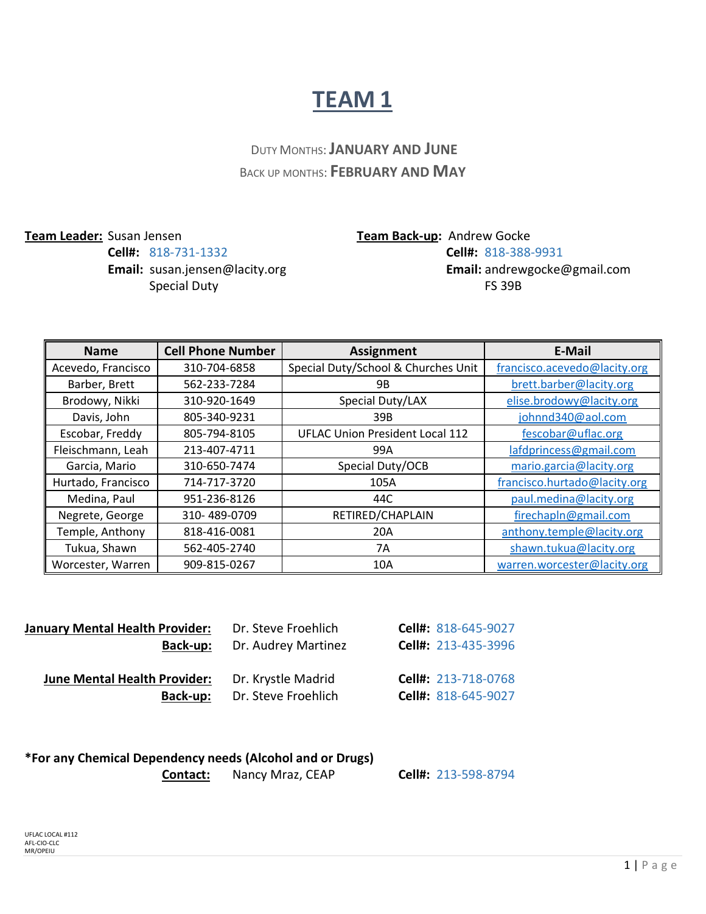# TEAM 1

DUTY MONTHS: **JANUARY AND JUNE**
BACK UP MONTHS: **FEBRUARY AND MAY**

**Team Leader:** Susan Jensen
**Cell#:** 818-731-1332
**Email:** susan.jensen@lacity.org
Special Duty

**Team Back-up:** Andrew Gocke
**Cell#:** 818-388-9931
**Email:** andrewgocke@gmail.com
FS 39B

| Name | Cell Phone Number | Assignment | E-Mail |
|---|---|---|---|
| Acevedo, Francisco | 310-704-6858 | Special Duty/School & Churches Unit | francisco.acevedo@lacity.org |
| Barber, Brett | 562-233-7284 | 9B | brett.barber@lacity.org |
| Brodowy, Nikki | 310-920-1649 | Special Duty/LAX | elise.brodowy@lacity.org |
| Davis, John | 805-340-9231 | 39B | johnnd340@aol.com |
| Escobar, Freddy | 805-794-8105 | UFLAC Union President Local 112 | fescobar@uflac.org |
| Fleischmann, Leah | 213-407-4711 | 99A | lafdprincess@gmail.com |
| Garcia, Mario | 310-650-7474 | Special Duty/OCB | mario.garcia@lacity.org |
| Hurtado, Francisco | 714-717-3720 | 105A | francisco.hurtado@lacity.org |
| Medina, Paul | 951-236-8126 | 44C | paul.medina@lacity.org |
| Negrete, George | 310- 489-0709 | RETIRED/CHAPLAIN | firechapln@gmail.com |
| Temple, Anthony | 818-416-0081 | 20A | anthony.temple@lacity.org |
| Tukua, Shawn | 562-405-2740 | 7A | shawn.tukua@lacity.org |
| Worcester, Warren | 909-815-0267 | 10A | warren.worcester@lacity.org |

**January Mental Health Provider:** Dr. Steve Froehlich **Cell#:** 818-645-9027
**Back-up:** Dr. Audrey Martinez **Cell#:** 213-435-3996

**June Mental Health Provider:** Dr. Krystle Madrid **Cell#:** 213-718-0768
**Back-up:** Dr. Steve Froehlich **Cell#:** 818-645-9027

**\*For any Chemical Dependency needs (Alcohol and or Drugs)**
**Contact:** Nancy Mraz, CEAP **Cell#:** 213-598-8794

UFLAC LOCAL #112
AFL-CIO-CLC
MR/OPEIU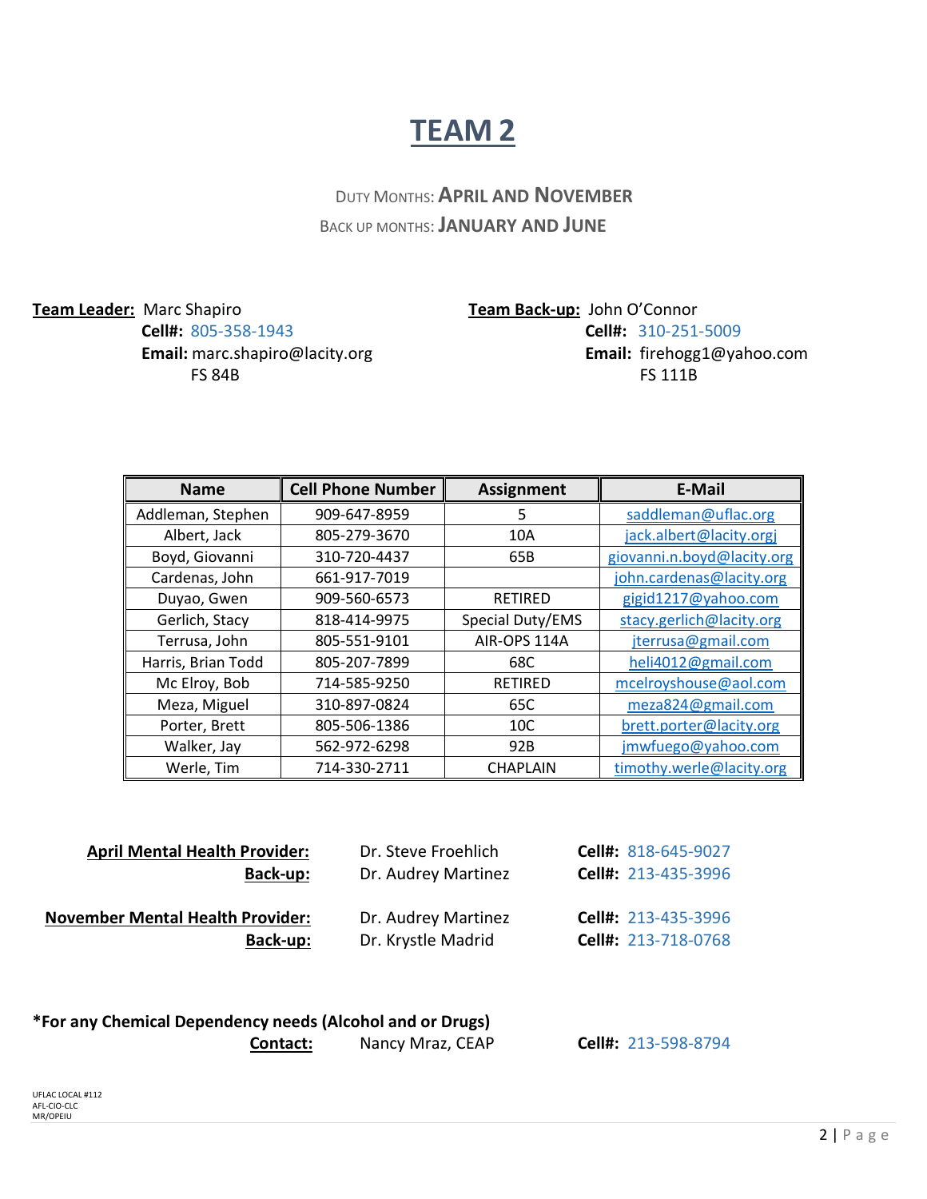# TEAM 2

DUTY MONTHS: **APRIL AND NOVEMBER**
BACK UP MONTHS: **JANUARY AND JUNE**

**Team Leader:** Marc Shapiro
**Cell#:** 805-358-1943
**Email:** marc.shapiro@lacity.org
FS 84B

**Team Back-up:** John O'Connor
**Cell#:** 310-251-5009
**Email:** firehogg1@yahoo.com
FS 111B

| Name | Cell Phone Number | Assignment | E-Mail |
|---|---|---|---|
| Addleman, Stephen | 909-647-8959 | 5 | saddleman@uflac.org |
| Albert, Jack | 805-279-3670 | 10A | jack.albert@lacity.orgj |
| Boyd, Giovanni | 310-720-4437 | 65B | giovanni.n.boyd@lacity.org |
| Cardenas, John | 661-917-7019 | | john.cardenas@lacity.org |
| Duyao, Gwen | 909-560-6573 | RETIRED | gigid1217@yahoo.com |
| Gerlich, Stacy | 818-414-9975 | Special Duty/EMS | stacy.gerlich@lacity.org |
| Terrusa, John | 805-551-9101 | AIR-OPS 114A | jterrusa@gmail.com |
| Harris, Brian Todd | 805-207-7899 | 68C | heli4012@gmail.com |
| Mc Elroy, Bob | 714-585-9250 | RETIRED | mcelroyshouse@aol.com |
| Meza, Miguel | 310-897-0824 | 65C | meza824@gmail.com |
| Porter, Brett | 805-506-1386 | 10C | brett.porter@lacity.org |
| Walker, Jay | 562-972-6298 | 92B | jmwfuego@yahoo.com |
| Werle, Tim | 714-330-2711 | CHAPLAIN | timothy.werle@lacity.org |

**April Mental Health Provider:** Dr. Steve Froehlich **Cell#:** 818-645-9027
**Back-up:** Dr. Audrey Martinez **Cell#:** 213-435-3996

**November Mental Health Provider:** Dr. Audrey Martinez **Cell#:** 213-435-3996
**Back-up:** Dr. Krystle Madrid **Cell#:** 213-718-0768

**\*For any Chemical Dependency needs (Alcohol and or Drugs)**
**Contact:** Nancy Mraz, CEAP **Cell#:** 213-598-8794

UFLAC LOCAL #112
AFL-CIO-CLC
MR/OPEIU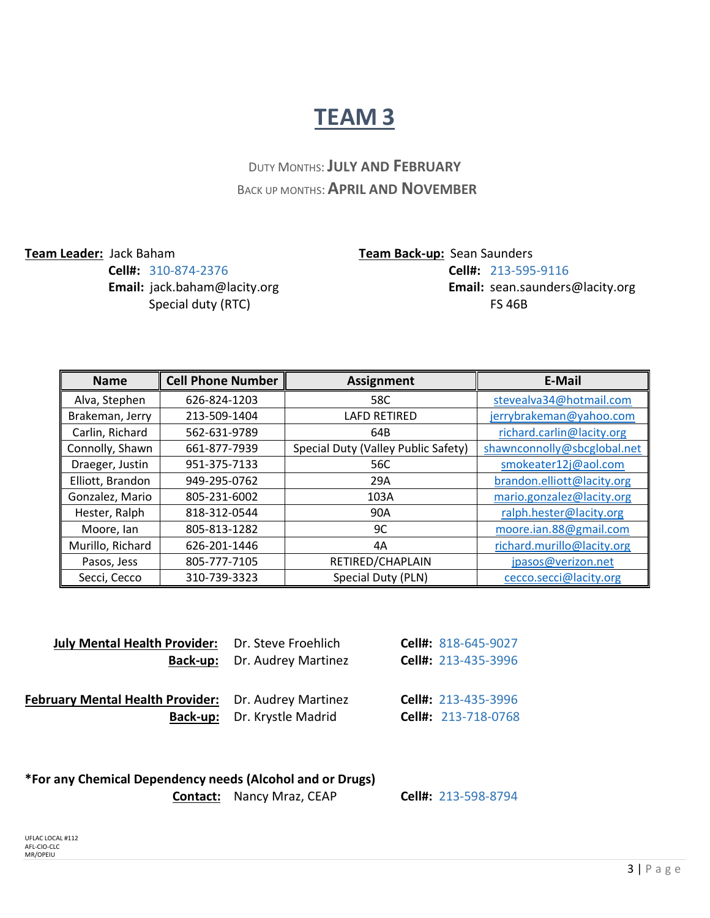# TEAM 3

DUTY MONTHS: **JULY AND FEBRUARY**
BACK UP MONTHS: **APRIL AND NOVEMBER**

**Team Leader:** Jack Baham
**Cell#:** 310-874-2376
**Email:** jack.baham@lacity.org
Special duty (RTC)

**Team Back-up:** Sean Saunders
**Cell#:** 213-595-9116
**Email:** sean.saunders@lacity.org
FS 46B

| Name | Cell Phone Number | Assignment | E-Mail |
|---|---|---|---|
| Alva, Stephen | 626-824-1203 | 58C | stevealva34@hotmail.com |
| Brakeman, Jerry | 213-509-1404 | LAFD RETIRED | jerrybrakeman@yahoo.com |
| Carlin, Richard | 562-631-9789 | 64B | richard.carlin@lacity.org |
| Connolly, Shawn | 661-877-7939 | Special Duty (Valley Public Safety) | shawnconnolly@sbcglobal.net |
| Draeger, Justin | 951-375-7133 | 56C | smokeater12j@aol.com |
| Elliott, Brandon | 949-295-0762 | 29A | brandon.elliott@lacity.org |
| Gonzalez, Mario | 805-231-6002 | 103A | mario.gonzalez@lacity.org |
| Hester, Ralph | 818-312-0544 | 90A | ralph.hester@lacity.org |
| Moore, Ian | 805-813-1282 | 9C | moore.ian.88@gmail.com |
| Murillo, Richard | 626-201-1446 | 4A | richard.murillo@lacity.org |
| Pasos, Jess | 805-777-7105 | RETIRED/CHAPLAIN | jpasos@verizon.net |
| Secci, Cecco | 310-739-3323 | Special Duty (PLN) | cecco.secci@lacity.org |

**July Mental Health Provider:** Dr. Steve Froehlich **Cell#:** 818-645-9027
**Back-up:** Dr. Audrey Martinez **Cell#:** 213-435-3996

**February Mental Health Provider:** Dr. Audrey Martinez **Cell#:** 213-435-3996
**Back-up:** Dr. Krystle Madrid **Cell#:** 213-718-0768

**\*For any Chemical Dependency needs (Alcohol and or Drugs)**
**Contact:** Nancy Mraz, CEAP **Cell#:** 213-598-8794

UFLAC LOCAL #112
AFL-CIO-CLC
MR/OPEIU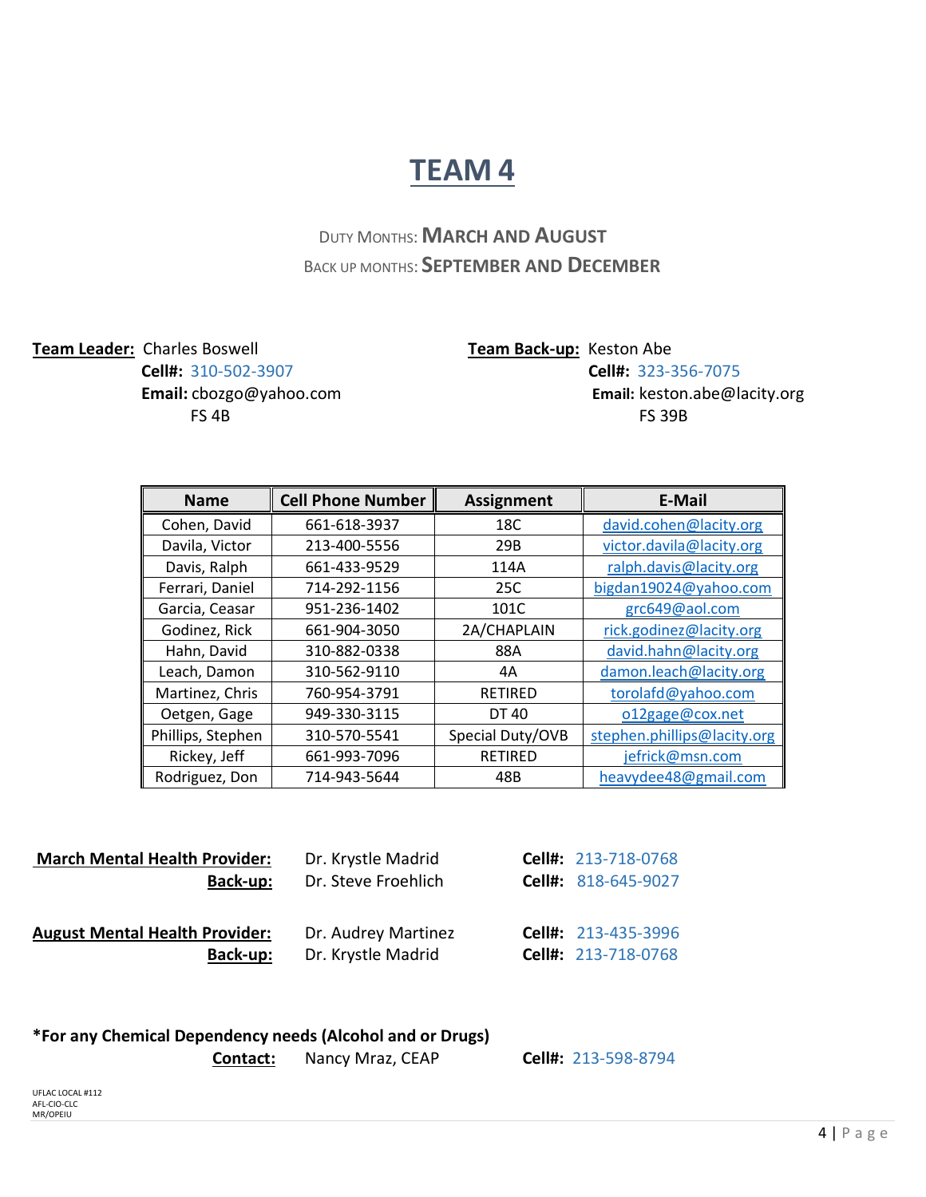# TEAM 4

DUTY MONTHS: **MARCH AND AUGUST**
BACK UP MONTHS: **SEPTEMBER AND DECEMBER**

**Team Leader:** Charles Boswell
**Cell#:** 310-502-3907
**Email:** cbozgo@yahoo.com
FS 4B

**Team Back-up:** Keston Abe
**Cell#:** 323-356-7075
**Email:** keston.abe@lacity.org
FS 39B

| Name | Cell Phone Number | Assignment | E-Mail |
|---|---|---|---|
| Cohen, David | 661-618-3937 | 18C | david.cohen@lacity.org |
| Davila, Victor | 213-400-5556 | 29B | victor.davila@lacity.org |
| Davis, Ralph | 661-433-9529 | 114A | ralph.davis@lacity.org |
| Ferrari, Daniel | 714-292-1156 | 25C | bigdan19024@yahoo.com |
| Garcia, Ceasar | 951-236-1402 | 101C | grc649@aol.com |
| Godinez, Rick | 661-904-3050 | 2A/CHAPLAIN | rick.godinez@lacity.org |
| Hahn, David | 310-882-0338 | 88A | david.hahn@lacity.org |
| Leach, Damon | 310-562-9110 | 4A | damon.leach@lacity.org |
| Martinez, Chris | 760-954-3791 | RETIRED | torolafd@yahoo.com |
| Oetgen, Gage | 949-330-3115 | DT 40 | o12gage@cox.net |
| Phillips, Stephen | 310-570-5541 | Special Duty/OVB | stephen.phillips@lacity.org |
| Rickey, Jeff | 661-993-7096 | RETIRED | jefrick@msn.com |
| Rodriguez, Don | 714-943-5644 | 48B | heavydee48@gmail.com |

**March Mental Health Provider:** Dr. Krystle Madrid **Cell#:** 213-718-0768
**Back-up:** Dr. Steve Froehlich **Cell#:** 818-645-9027

**August Mental Health Provider:** Dr. Audrey Martinez **Cell#:** 213-435-3996
**Back-up:** Dr. Krystle Madrid **Cell#:** 213-718-0768

**\*For any Chemical Dependency needs (Alcohol and or Drugs)**
**Contact:** Nancy Mraz, CEAP **Cell#:** 213-598-8794

UFLAC LOCAL #112
AFL-CIO-CLC
MR/OPEIU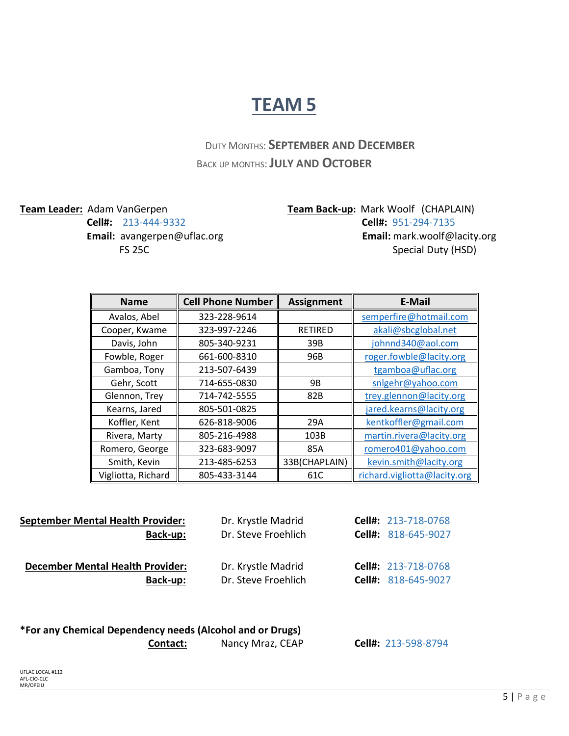# TEAM 5

DUTY MONTHS: **SEPTEMBER AND DECEMBER**
BACK UP MONTHS: **JULY AND OCTOBER**

**Team Leader:** Adam VanGerpen
**Cell#:** 213-444-9332
**Email:** avangerpen@uflac.org
FS 25C

**Team Back-up:** Mark Woolf (CHAPLAIN)
**Cell#:** 951-294-7135
**Email:** mark.woolf@lacity.org
Special Duty (HSD)

| Name | Cell Phone Number | Assignment | E-Mail |
|---|---|---|---|
| Avalos, Abel | 323-228-9614 | | semperfire@hotmail.com |
| Cooper, Kwame | 323-997-2246 | RETIRED | akali@sbcglobal.net |
| Davis, John | 805-340-9231 | 39B | johnnd340@aol.com |
| Fowble, Roger | 661-600-8310 | 96B | roger.fowble@lacity.org |
| Gamboa, Tony | 213-507-6439 | | tgamboa@uflac.org |
| Gehr, Scott | 714-655-0830 | 9B | snlgehr@yahoo.com |
| Glennon, Trey | 714-742-5555 | 82B | trey.glennon@lacity.org |
| Kearns, Jared | 805-501-0825 | | jared.kearns@lacity.org |
| Koffler, Kent | 626-818-9006 | 29A | kentkoffler@gmail.com |
| Rivera, Marty | 805-216-4988 | 103B | martin.rivera@lacity.org |
| Romero, George | 323-683-9097 | 85A | romero401@yahoo.com |
| Smith, Kevin | 213-485-6253 | 33B(CHAPLAIN) | kevin.smith@lacity.org |
| Vigliotta, Richard | 805-433-3144 | 61C | richard.vigliotta@lacity.org |

**September Mental Health Provider:** Dr. Krystle Madrid **Cell#:** 213-718-0768
**Back-up:** Dr. Steve Froehlich **Cell#:** 818-645-9027

**December Mental Health Provider:** Dr. Krystle Madrid **Cell#:** 213-718-0768
**Back-up:** Dr. Steve Froehlich **Cell#:** 818-645-9027

**\*For any Chemical Dependency needs (Alcohol and or Drugs)**
**Contact:** Nancy Mraz, CEAP **Cell#:** 213-598-8794

UFLAC LOCAL #112
AFL-CIO-CLC
MR/OPEIU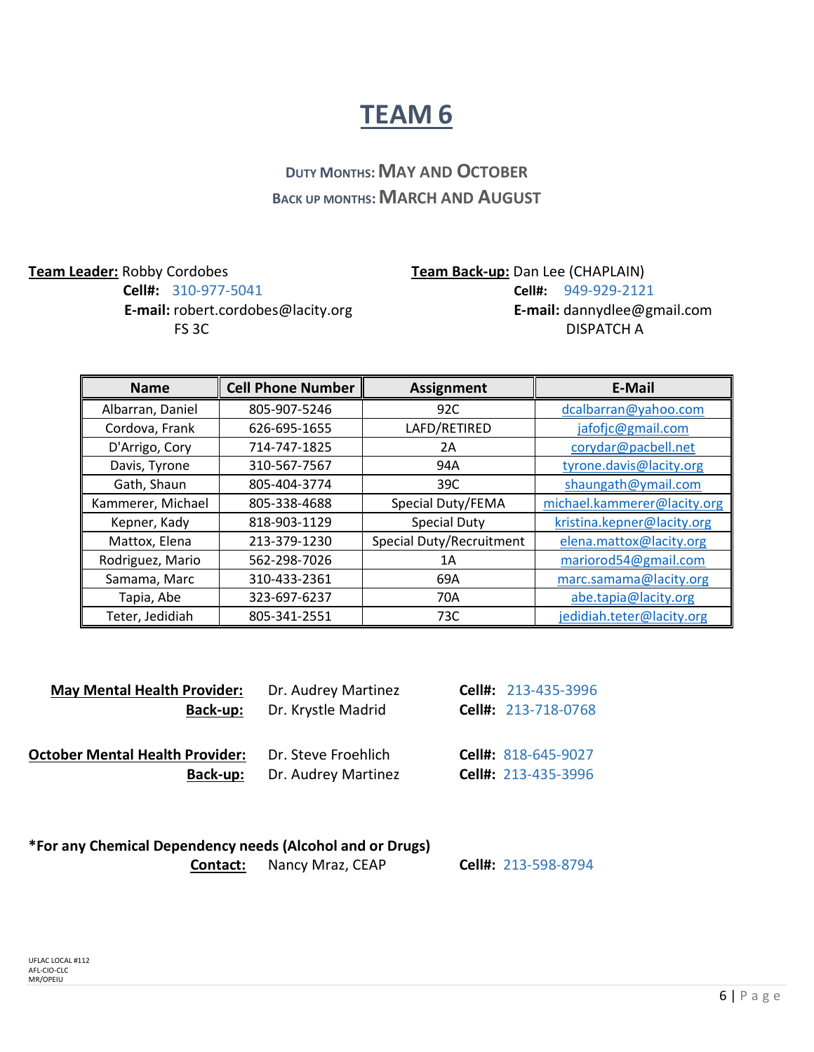# TEAM 6

**DUTY MONTHS: MAY AND OCTOBER**
**BACK UP MONTHS: MARCH AND AUGUST**

**Team Leader:** Robby Cordobes
**Cell#:** 310-977-5041
**E-mail:** robert.cordobes@lacity.org
FS 3C

**Team Back-up:** Dan Lee (CHAPLAIN)
**Cell#:** 949-929-2121
**E-mail:** dannydlee@gmail.com
DISPATCH A

| Name | Cell Phone Number | Assignment | E-Mail |
|---|---|---|---|
| Albarran, Daniel | 805-907-5246 | 92C | dcalbarran@yahoo.com |
| Cordova, Frank | 626-695-1655 | LAFD/RETIRED | jafofjc@gmail.com |
| D'Arrigo, Cory | 714-747-1825 | 2A | corydar@pacbell.net |
| Davis, Tyrone | 310-567-7567 | 94A | tyrone.davis@lacity.org |
| Gath, Shaun | 805-404-3774 | 39C | shaungath@ymail.com |
| Kammerer, Michael | 805-338-4688 | Special Duty/FEMA | michael.kammerer@lacity.org |
| Kepner, Kady | 818-903-1129 | Special Duty | kristina.kepner@lacity.org |
| Mattox, Elena | 213-379-1230 | Special Duty/Recruitment | elena.mattox@lacity.org |
| Rodriguez, Mario | 562-298-7026 | 1A | mariorod54@gmail.com |
| Samama, Marc | 310-433-2361 | 69A | marc.samama@lacity.org |
| Tapia, Abe | 323-697-6237 | 70A | abe.tapia@lacity.org |
| Teter, Jedidiah | 805-341-2551 | 73C | jedidiah.teter@lacity.org |

**May Mental Health Provider:** Dr. Audrey Martinez **Cell#:** 213-435-3996
**Back-up:** Dr. Krystle Madrid **Cell#:** 213-718-0768

**October Mental Health Provider:** Dr. Steve Froehlich **Cell#:** 818-645-9027
**Back-up:** Dr. Audrey Martinez **Cell#:** 213-435-3996

**\*For any Chemical Dependency needs (Alcohol and or Drugs)**
**Contact:** Nancy Mraz, CEAP **Cell#:** 213-598-8794

UFLAC LOCAL #112
AFL-CIO-CLC
MR/OPEIU